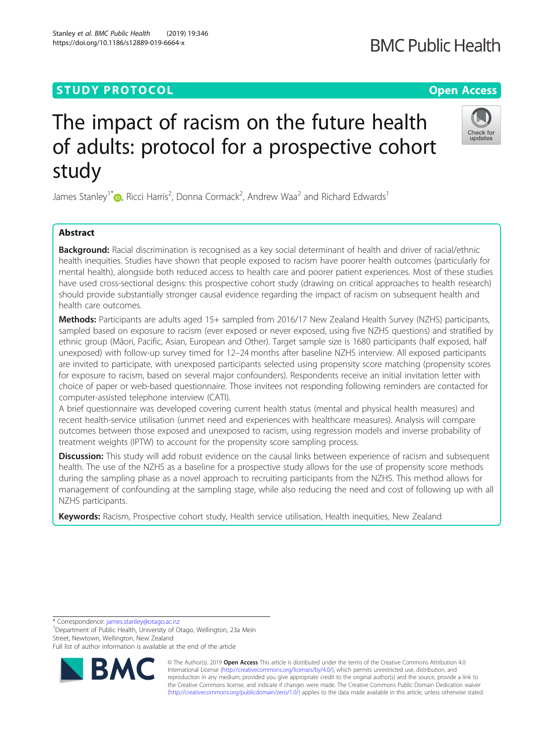STUDY PROTOCOL

Open Access

# The impact of racism on the future health of adults: protocol for a prospective cohort study

James Stanley[1*], Ricci Harris[2], Donna Cormack[2], Andrew Waa[2] and Richard Edwards[1]

## Abstract

**Background:** Racial discrimination is recognised as a key social determinant of health and driver of racial/ethnic health inequities. Studies have shown that people exposed to racism have poorer health outcomes (particularly for mental health), alongside both reduced access to health care and poorer patient experiences. Most of these studies have used cross-sectional designs: this prospective cohort study (drawing on critical approaches to health research) should provide substantially stronger causal evidence regarding the impact of racism on subsequent health and health care outcomes.

**Methods:** Participants are adults aged 15+ sampled from 2016/17 New Zealand Health Survey (NZHS) participants, sampled based on exposure to racism (ever exposed or never exposed, using five NZHS questions) and stratified by ethnic group (Māori, Pacific, Asian, European and Other). Target sample size is 1680 participants (half exposed, half unexposed) with follow-up survey timed for 12–24 months after baseline NZHS interview. All exposed participants are invited to participate, with unexposed participants selected using propensity score matching (propensity scores for exposure to racism, based on several major confounders). Respondents receive an initial invitation letter with choice of paper or web-based questionnaire. Those invitees not responding following reminders are contacted for computer-assisted telephone interview (CATI).

A brief questionnaire was developed covering current health status (mental and physical health measures) and recent health-service utilisation (unmet need and experiences with healthcare measures). Analysis will compare outcomes between those exposed and unexposed to racism, using regression models and inverse probability of treatment weights (IPTW) to account for the propensity score sampling process.

**Discussion:** This study will add robust evidence on the causal links between experience of racism and subsequent health. The use of the NZHS as a baseline for a prospective study allows for the use of propensity score methods during the sampling phase as a novel approach to recruiting participants from the NZHS. This method allows for management of confounding at the sampling stage, while also reducing the need and cost of following up with all NZHS participants.

**Keywords:** Racism, Prospective cohort study, Health service utilisation, Health inequities, New Zealand

\* Correspondence: james.stanley@otago.ac.nz
[1]Department of Public Health, University of Otago, Wellington, 23a Mein Street, Newtown, Wellington, New Zealand
Full list of author information is available at the end of the article

© The Author(s). 2019 **Open Access** This article is distributed under the terms of the Creative Commons Attribution 4.0 International License (http://creativecommons.org/licenses/by/4.0/), which permits unrestricted use, distribution, and reproduction in any medium, provided you give appropriate credit to the original author(s) and the source, provide a link to the Creative Commons license, and indicate if changes were made. The Creative Commons Public Domain Dedication waiver (http://creativecommons.org/publicdomain/zero/1.0/) applies to the data made available in this article, unless otherwise stated.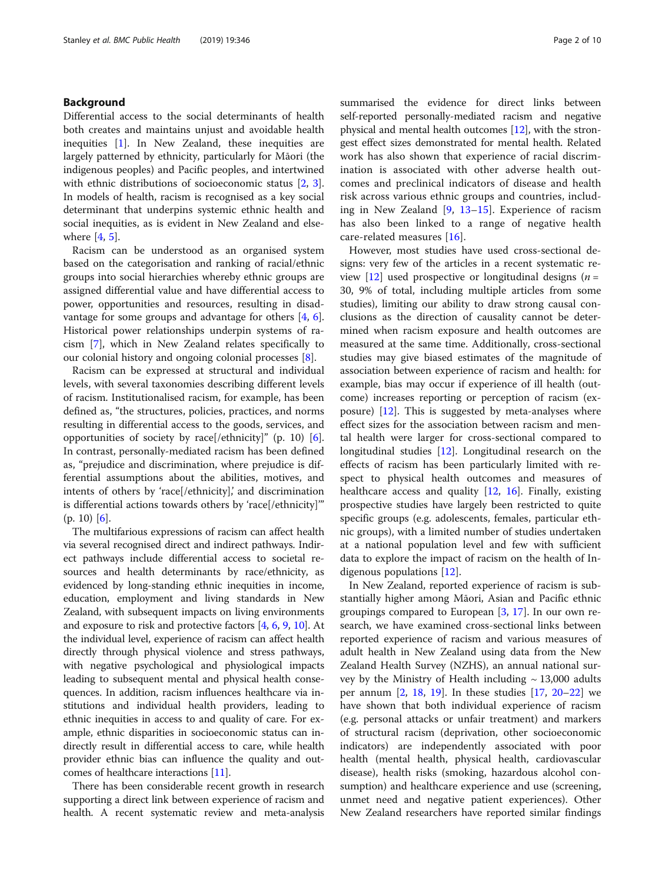## Background

Differential access to the social determinants of health both creates and maintains unjust and avoidable health inequities [1]. In New Zealand, these inequities are largely patterned by ethnicity, particularly for Māori (the indigenous peoples) and Pacific peoples, and intertwined with ethnic distributions of socioeconomic status [2, 3]. In models of health, racism is recognised as a key social determinant that underpins systemic ethnic health and social inequities, as is evident in New Zealand and elsewhere [4, 5].

Racism can be understood as an organised system based on the categorisation and ranking of racial/ethnic groups into social hierarchies whereby ethnic groups are assigned differential value and have differential access to power, opportunities and resources, resulting in disadvantage for some groups and advantage for others [4, 6]. Historical power relationships underpin systems of racism [7], which in New Zealand relates specifically to our colonial history and ongoing colonial processes [8].

Racism can be expressed at structural and individual levels, with several taxonomies describing different levels of racism. Institutionalised racism, for example, has been defined as, "the structures, policies, practices, and norms resulting in differential access to the goods, services, and opportunities of society by race[/ethnicity]" (p. 10) [6]. In contrast, personally-mediated racism has been defined as, "prejudice and discrimination, where prejudice is differential assumptions about the abilities, motives, and intents of others by 'race[/ethnicity],' and discrimination is differential actions towards others by 'race[/ethnicity]'" (p. 10) [6].

The multifarious expressions of racism can affect health via several recognised direct and indirect pathways. Indirect pathways include differential access to societal resources and health determinants by race/ethnicity, as evidenced by long-standing ethnic inequities in income, education, employment and living standards in New Zealand, with subsequent impacts on living environments and exposure to risk and protective factors [4, 6, 9, 10]. At the individual level, experience of racism can affect health directly through physical violence and stress pathways, with negative psychological and physiological impacts leading to subsequent mental and physical health consequences. In addition, racism influences healthcare via institutions and individual health providers, leading to ethnic inequities in access to and quality of care. For example, ethnic disparities in socioeconomic status can indirectly result in differential access to care, while health provider ethnic bias can influence the quality and outcomes of healthcare interactions [11].

There has been considerable recent growth in research supporting a direct link between experience of racism and health. A recent systematic review and meta-analysis summarised the evidence for direct links between self-reported personally-mediated racism and negative physical and mental health outcomes [12], with the strongest effect sizes demonstrated for mental health. Related work has also shown that experience of racial discrimination is associated with other adverse health outcomes and preclinical indicators of disease and health risk across various ethnic groups and countries, including in New Zealand [9, 13–15]. Experience of racism has also been linked to a range of negative health care-related measures [16].

However, most studies have used cross-sectional designs: very few of the articles in a recent systematic review [12] used prospective or longitudinal designs ($n$ = 30, 9% of total, including multiple articles from some studies), limiting our ability to draw strong causal conclusions as the direction of causality cannot be determined when racism exposure and health outcomes are measured at the same time. Additionally, cross-sectional studies may give biased estimates of the magnitude of association between experience of racism and health: for example, bias may occur if experience of ill health (outcome) increases reporting or perception of racism (exposure) [12]. This is suggested by meta-analyses where effect sizes for the association between racism and mental health were larger for cross-sectional compared to longitudinal studies [12]. Longitudinal research on the effects of racism has been particularly limited with respect to physical health outcomes and measures of healthcare access and quality [12, 16]. Finally, existing prospective studies have largely been restricted to quite specific groups (e.g. adolescents, females, particular ethnic groups), with a limited number of studies undertaken at a national population level and few with sufficient data to explore the impact of racism on the health of Indigenous populations [12].

In New Zealand, reported experience of racism is substantially higher among Māori, Asian and Pacific ethnic groupings compared to European [3, 17]. In our own research, we have examined cross-sectional links between reported experience of racism and various measures of adult health in New Zealand using data from the New Zealand Health Survey (NZHS), an annual national survey by the Ministry of Health including ~ 13,000 adults per annum [2, 18, 19]. In these studies [17, 20–22] we have shown that both individual experience of racism (e.g. personal attacks or unfair treatment) and markers of structural racism (deprivation, other socioeconomic indicators) are independently associated with poor health (mental health, physical health, cardiovascular disease), health risks (smoking, hazardous alcohol consumption) and healthcare experience and use (screening, unmet need and negative patient experiences). Other New Zealand researchers have reported similar findings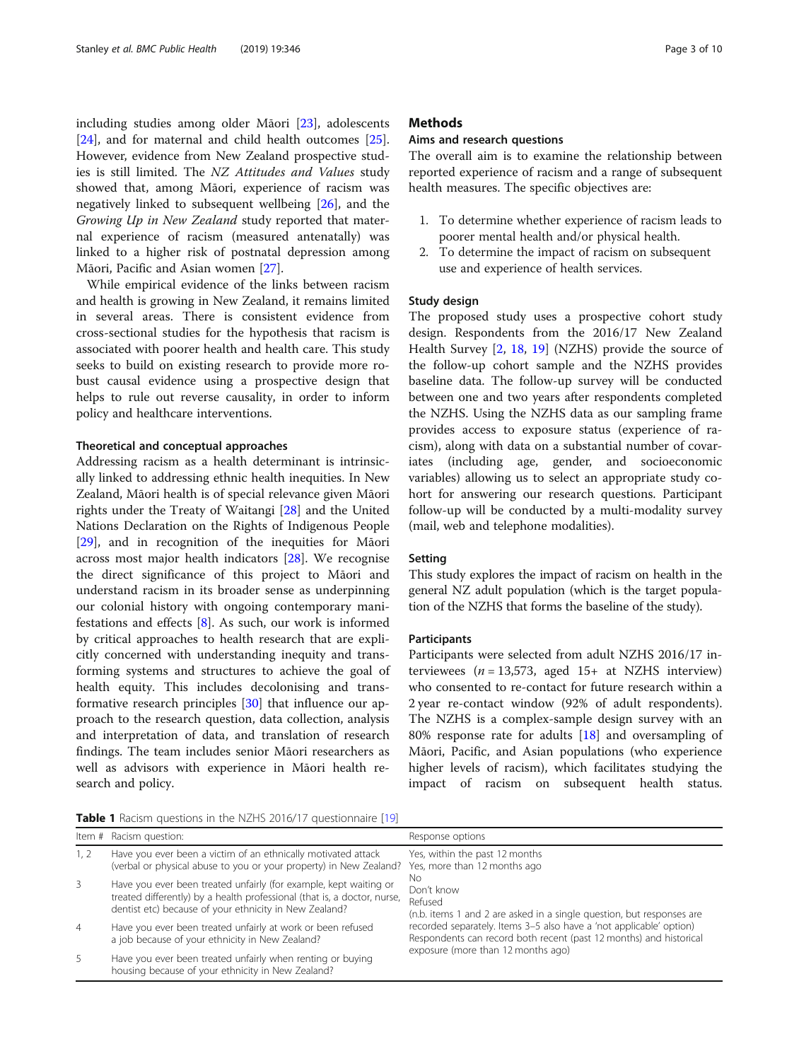including studies among older Māori [23], adolescents [24], and for maternal and child health outcomes [25]. However, evidence from New Zealand prospective studies is still limited. The *NZ Attitudes and Values* study showed that, among Māori, experience of racism was negatively linked to subsequent wellbeing [26], and the *Growing Up in New Zealand* study reported that maternal experience of racism (measured antenatally) was linked to a higher risk of postnatal depression among Māori, Pacific and Asian women [27].

While empirical evidence of the links between racism and health is growing in New Zealand, it remains limited in several areas. There is consistent evidence from cross-sectional studies for the hypothesis that racism is associated with poorer health and health care. This study seeks to build on existing research to provide more robust causal evidence using a prospective design that helps to rule out reverse causality, in order to inform policy and healthcare interventions.

### Theoretical and conceptual approaches

Addressing racism as a health determinant is intrinsically linked to addressing ethnic health inequities. In New Zealand, Māori health is of special relevance given Māori rights under the Treaty of Waitangi [28] and the United Nations Declaration on the Rights of Indigenous People [29], and in recognition of the inequities for Māori across most major health indicators [28]. We recognise the direct significance of this project to Māori and understand racism in its broader sense as underpinning our colonial history with ongoing contemporary manifestations and effects [8]. As such, our work is informed by critical approaches to health research that are explicitly concerned with understanding inequity and transforming systems and structures to achieve the goal of health equity. This includes decolonising and transformative research principles [30] that influence our approach to the research question, data collection, analysis and interpretation of data, and translation of research findings. The team includes senior Māori researchers as well as advisors with experience in Māori health research and policy.

## Methods

### Aims and research questions

The overall aim is to examine the relationship between reported experience of racism and a range of subsequent health measures. The specific objectives are:

1. To determine whether experience of racism leads to poorer mental health and/or physical health.
2. To determine the impact of racism on subsequent use and experience of health services.

### Study design

The proposed study uses a prospective cohort study design. Respondents from the 2016/17 New Zealand Health Survey [2, 18, 19] (NZHS) provide the source of the follow-up cohort sample and the NZHS provides baseline data. The follow-up survey will be conducted between one and two years after respondents completed the NZHS. Using the NZHS data as our sampling frame provides access to exposure status (experience of racism), along with data on a substantial number of covariates (including age, gender, and socioeconomic variables) allowing us to select an appropriate study cohort for answering our research questions. Participant follow-up will be conducted by a multi-modality survey (mail, web and telephone modalities).

### Setting

This study explores the impact of racism on health in the general NZ adult population (which is the target population of the NZHS that forms the baseline of the study).

### Participants

Participants were selected from adult NZHS 2016/17 interviewees ($n = 13,573$, aged 15+ at NZHS interview) who consented to re-contact for future research within a 2 year re-contact window (92% of adult respondents). The NZHS is a complex-sample design survey with an 80% response rate for adults [18] and oversampling of Māori, Pacific, and Asian populations (who experience higher levels of racism), which facilitates studying the impact of racism on subsequent health status.

**Table 1** Racism questions in the NZHS 2016/17 questionnaire [19]

| Item # | Racism question: | Response options |
|---|---|---|
| 1, 2 | Have you ever been a victim of an ethnically motivated attack (verbal or physical abuse to you or your property) in New Zealand? | Yes, within the past 12 months<br>Yes, more than 12 months ago<br>No<br>Don't know<br>Refused<br>(n.b. items 1 and 2 are asked in a single question, but responses are recorded separately. Items 3–5 also have a 'not applicable' option) Respondents can record both recent (past 12 months) and historical exposure (more than 12 months ago) |
| 3 | Have you ever been treated unfairly (for example, kept waiting or treated differently) by a health professional (that is, a doctor, nurse, dentist etc) because of your ethnicity in New Zealand? | |
| 4 | Have you ever been treated unfairly at work or been refused a job because of your ethnicity in New Zealand? | |
| 5 | Have you ever been treated unfairly when renting or buying housing because of your ethnicity in New Zealand? | |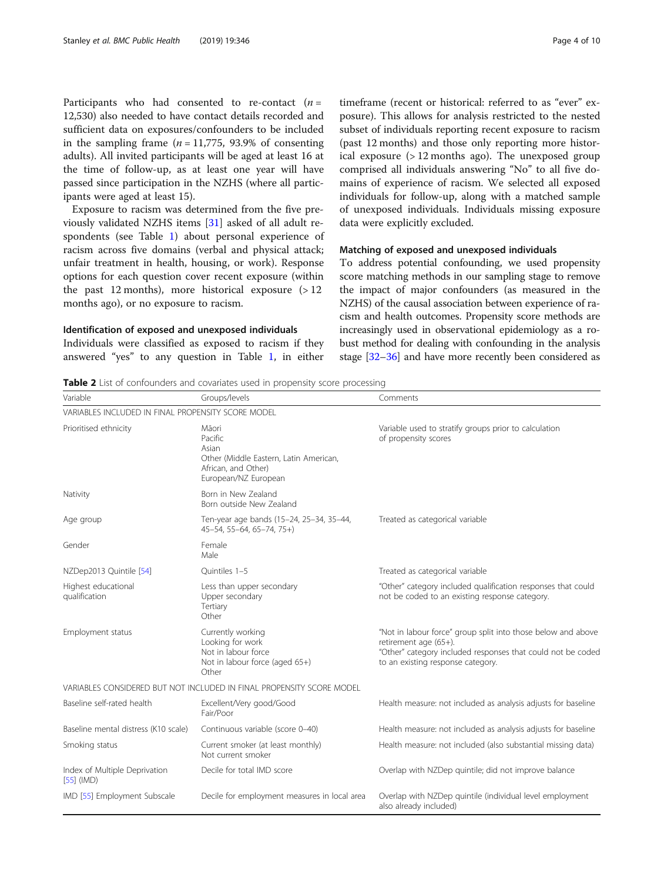Participants who had consented to re-contact ($n$ = 12,530) also needed to have contact details recorded and sufficient data on exposures/confounders to be included in the sampling frame ($n$ = 11,775, 93.9% of consenting adults). All invited participants will be aged at least 16 at the time of follow-up, as at least one year will have passed since participation in the NZHS (where all participants were aged at least 15).

Exposure to racism was determined from the five previously validated NZHS items [31] asked of all adult respondents (see Table 1) about personal experience of racism across five domains (verbal and physical attack; unfair treatment in health, housing, or work). Response options for each question cover recent exposure (within the past 12 months), more historical exposure (> 12 months ago), or no exposure to racism.

### Identification of exposed and unexposed individuals

Individuals were classified as exposed to racism if they answered "yes" to any question in Table 1, in either timeframe (recent or historical: referred to as "ever" exposure). This allows for analysis restricted to the nested subset of individuals reporting recent exposure to racism (past 12 months) and those only reporting more historical exposure (> 12 months ago). The unexposed group comprised all individuals answering "No" to all five domains of experience of racism. We selected all exposed individuals for follow-up, along with a matched sample of unexposed individuals. Individuals missing exposure data were explicitly excluded.

### Matching of exposed and unexposed individuals

To address potential confounding, we used propensity score matching methods in our sampling stage to remove the impact of major confounders (as measured in the NZHS) of the causal association between experience of racism and health outcomes. Propensity score methods are increasingly used in observational epidemiology as a robust method for dealing with confounding in the analysis stage [32–36] and have more recently been considered as

**Table 2** List of confounders and covariates used in propensity score processing

| Variable | Groups/levels | Comments |
|---|---|---|
| VARIABLES INCLUDED IN FINAL PROPENSITY SCORE MODEL | | |
| Prioritised ethnicity | Māori<br>Pacific<br>Asian<br>Other (Middle Eastern, Latin American, African, and Other)<br>European/NZ European | Variable used to stratify groups prior to calculation of propensity scores |
| Nativity | Born in New Zealand<br>Born outside New Zealand | |
| Age group | Ten-year age bands (15–24, 25–34, 35–44, 45–54, 55–64, 65–74, 75+) | Treated as categorical variable |
| Gender | Female<br>Male | |
| NZDep2013 Quintile [54] | Quintiles 1–5 | Treated as categorical variable |
| Highest educational qualification | Less than upper secondary<br>Upper secondary<br>Tertiary<br>Other | "Other" category included qualification responses that could not be coded to an existing response category. |
| Employment status | Currently working<br>Looking for work<br>Not in labour force<br>Not in labour force (aged 65+)<br>Other | "Not in labour force" group split into those below and above retirement age (65+).<br>"Other" category included responses that could not be coded to an existing response category. |
| VARIABLES CONSIDERED BUT NOT INCLUDED IN FINAL PROPENSITY SCORE MODEL | | |
| Baseline self-rated health | Excellent/Very good/Good<br>Fair/Poor | Health measure: not included as analysis adjusts for baseline |
| Baseline mental distress (K10 scale) | Continuous variable (score 0–40) | Health measure: not included as analysis adjusts for baseline |
| Smoking status | Current smoker (at least monthly)<br>Not current smoker | Health measure: not included (also substantial missing data) |
| Index of Multiple Deprivation [55] (IMD) | Decile for total IMD score | Overlap with NZDep quintile; did not improve balance |
| IMD [55] Employment Subscale | Decile for employment measures in local area | Overlap with NZDep quintile (individual level employment also already included) |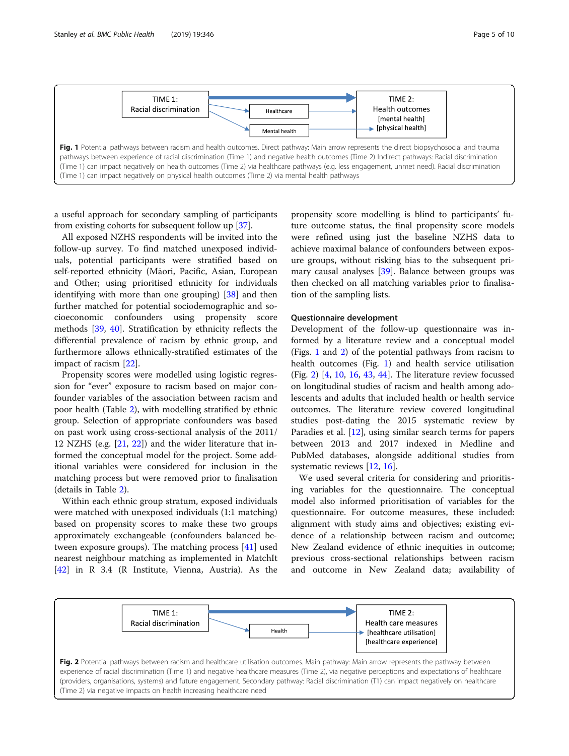TIME 1: Racial discrimination → Healthcare → TIME 2: Health outcomes [mental health] [physical health]

TIME 1: Racial discrimination → Mental health → TIME 2: Health outcomes [mental health] [physical health]

**Fig. 1** Potential pathways between racism and health outcomes. Direct pathway: Main arrow represents the direct biopsychosocial and trauma pathways between experience of racial discrimination (Time 1) and negative health outcomes (Time 2) Indirect pathways: Racial discrimination (Time 1) can impact negatively on health outcomes (Time 2) via healthcare pathways (e.g. less engagement, unmet need). Racial discrimination (Time 1) can impact negatively on physical health outcomes (Time 2) via mental health pathways

a useful approach for secondary sampling of participants from existing cohorts for subsequent follow up [37].

All exposed NZHS respondents will be invited into the follow-up survey. To find matched unexposed individuals, potential participants were stratified based on self-reported ethnicity (Māori, Pacific, Asian, European and Other; using prioritised ethnicity for individuals identifying with more than one grouping) [38] and then further matched for potential sociodemographic and socioeconomic confounders using propensity score methods [39, 40]. Stratification by ethnicity reflects the differential prevalence of racism by ethnic group, and furthermore allows ethnically-stratified estimates of the impact of racism [22].

Propensity scores were modelled using logistic regression for "ever" exposure to racism based on major confounder variables of the association between racism and poor health (Table 2), with modelling stratified by ethnic group. Selection of appropriate confounders was based on past work using cross-sectional analysis of the 2011/12 NZHS (e.g. [21, 22]) and the wider literature that informed the conceptual model for the project. Some additional variables were considered for inclusion in the matching process but were removed prior to finalisation (details in Table 2).

Within each ethnic group stratum, exposed individuals were matched with unexposed individuals (1:1 matching) based on propensity scores to make these two groups approximately exchangeable (confounders balanced between exposure groups). The matching process [41] used nearest neighbour matching as implemented in MatchIt [42] in R 3.4 (R Institute, Vienna, Austria). As the propensity score modelling is blind to participants' future outcome status, the final propensity score models were refined using just the baseline NZHS data to achieve maximal balance of confounders between exposure groups, without risking bias to the subsequent primary causal analyses [39]. Balance between groups was then checked on all matching variables prior to finalisation of the sampling lists.

### Questionnaire development

Development of the follow-up questionnaire was informed by a literature review and a conceptual model (Figs. 1 and 2) of the potential pathways from racism to health outcomes (Fig. 1) and health service utilisation (Fig. 2) [4, 10, 16, 43, 44]. The literature review focussed on longitudinal studies of racism and health among adolescents and adults that included health or health service outcomes. The literature review covered longitudinal studies post-dating the 2015 systematic review by Paradies et al. [12], using similar search terms for papers between 2013 and 2017 indexed in Medline and PubMed databases, alongside additional studies from systematic reviews [12, 16].

We used several criteria for considering and prioritising variables for the questionnaire. The conceptual model also informed prioritisation of variables for the questionnaire. For outcome measures, these included: alignment with study aims and objectives; existing evidence of a relationship between racism and outcome; New Zealand evidence of ethnic inequities in outcome; previous cross-sectional relationships between racism and outcome in New Zealand data; availability of

TIME 1: Racial discrimination → Health → TIME 2: Health care measures [healthcare utilisation] [healthcare experience]

**Fig. 2** Potential pathways between racism and healthcare utilisation outcomes. Main pathway: Main arrow represents the pathway between experience of racial discrimination (Time 1) and negative healthcare measures (Time 2), via negative perceptions and expectations of healthcare (providers, organisations, systems) and future engagement. Secondary pathway: Racial discrimination (T1) can impact negatively on healthcare (Time 2) via negative impacts on health increasing healthcare need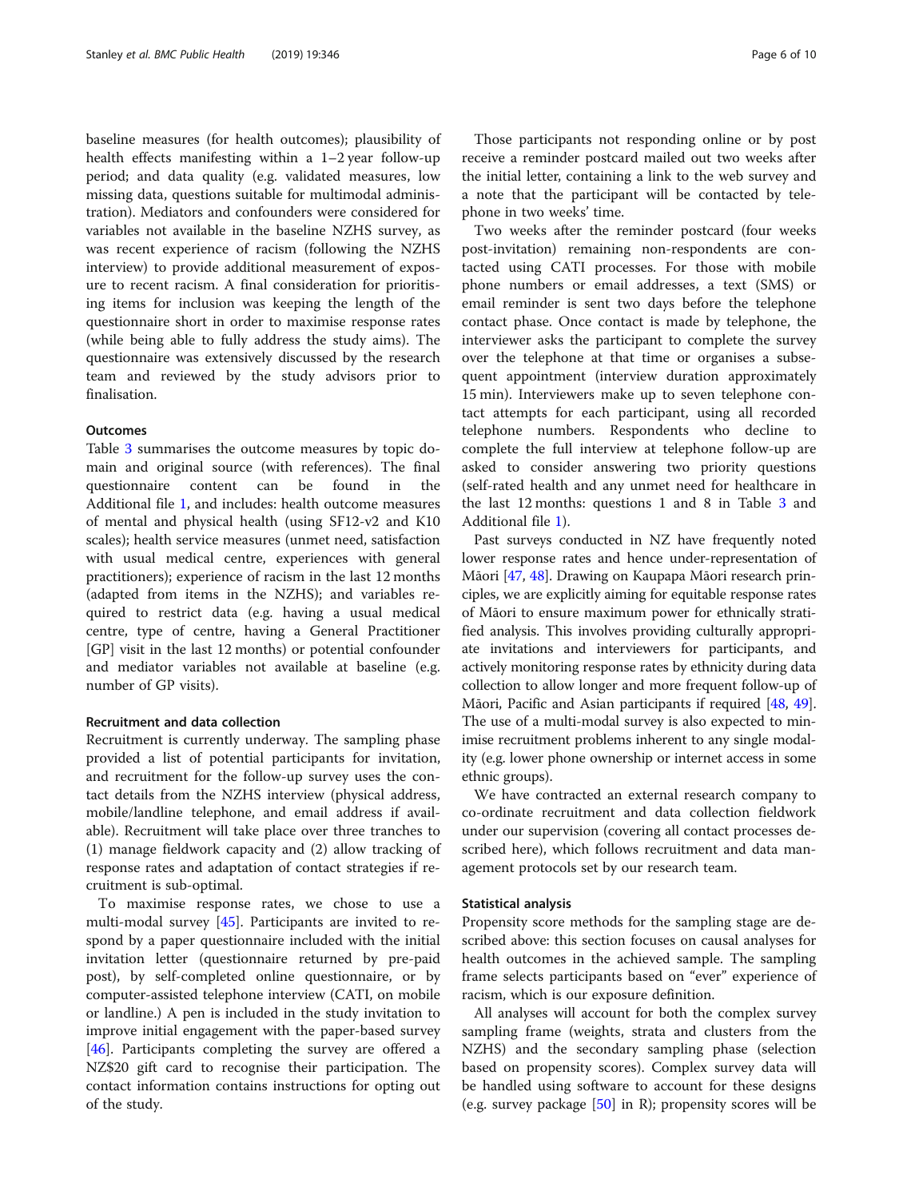baseline measures (for health outcomes); plausibility of health effects manifesting within a 1–2 year follow-up period; and data quality (e.g. validated measures, low missing data, questions suitable for multimodal administration). Mediators and confounders were considered for variables not available in the baseline NZHS survey, as was recent experience of racism (following the NZHS interview) to provide additional measurement of exposure to recent racism. A final consideration for prioritising items for inclusion was keeping the length of the questionnaire short in order to maximise response rates (while being able to fully address the study aims). The questionnaire was extensively discussed by the research team and reviewed by the study advisors prior to finalisation.

### Outcomes

Table 3 summarises the outcome measures by topic domain and original source (with references). The final questionnaire content can be found in the Additional file 1, and includes: health outcome measures of mental and physical health (using SF12-v2 and K10 scales); health service measures (unmet need, satisfaction with usual medical centre, experiences with general practitioners); experience of racism in the last 12 months (adapted from items in the NZHS); and variables required to restrict data (e.g. having a usual medical centre, type of centre, having a General Practitioner [GP] visit in the last 12 months) or potential confounder and mediator variables not available at baseline (e.g. number of GP visits).

### Recruitment and data collection

Recruitment is currently underway. The sampling phase provided a list of potential participants for invitation, and recruitment for the follow-up survey uses the contact details from the NZHS interview (physical address, mobile/landline telephone, and email address if available). Recruitment will take place over three tranches to (1) manage fieldwork capacity and (2) allow tracking of response rates and adaptation of contact strategies if recruitment is sub-optimal.

To maximise response rates, we chose to use a multi-modal survey [45]. Participants are invited to respond by a paper questionnaire included with the initial invitation letter (questionnaire returned by pre-paid post), by self-completed online questionnaire, or by computer-assisted telephone interview (CATI, on mobile or landline.) A pen is included in the study invitation to improve initial engagement with the paper-based survey [46]. Participants completing the survey are offered a NZ$20 gift card to recognise their participation. The contact information contains instructions for opting out of the study.

Those participants not responding online or by post receive a reminder postcard mailed out two weeks after the initial letter, containing a link to the web survey and a note that the participant will be contacted by telephone in two weeks' time.

Two weeks after the reminder postcard (four weeks post-invitation) remaining non-respondents are contacted using CATI processes. For those with mobile phone numbers or email addresses, a text (SMS) or email reminder is sent two days before the telephone contact phase. Once contact is made by telephone, the interviewer asks the participant to complete the survey over the telephone at that time or organises a subsequent appointment (interview duration approximately 15 min). Interviewers make up to seven telephone contact attempts for each participant, using all recorded telephone numbers. Respondents who decline to complete the full interview at telephone follow-up are asked to consider answering two priority questions (self-rated health and any unmet need for healthcare in the last 12 months: questions 1 and 8 in Table 3 and Additional file 1).

Past surveys conducted in NZ have frequently noted lower response rates and hence under-representation of Māori [47, 48]. Drawing on Kaupapa Māori research principles, we are explicitly aiming for equitable response rates of Māori to ensure maximum power for ethnically stratified analysis. This involves providing culturally appropriate invitations and interviewers for participants, and actively monitoring response rates by ethnicity during data collection to allow longer and more frequent follow-up of Māori, Pacific and Asian participants if required [48, 49]. The use of a multi-modal survey is also expected to minimise recruitment problems inherent to any single modality (e.g. lower phone ownership or internet access in some ethnic groups).

We have contracted an external research company to co-ordinate recruitment and data collection fieldwork under our supervision (covering all contact processes described here), which follows recruitment and data management protocols set by our research team.

### Statistical analysis

Propensity score methods for the sampling stage are described above: this section focuses on causal analyses for health outcomes in the achieved sample. The sampling frame selects participants based on "ever" experience of racism, which is our exposure definition.

All analyses will account for both the complex survey sampling frame (weights, strata and clusters from the NZHS) and the secondary sampling phase (selection based on propensity scores). Complex survey data will be handled using software to account for these designs (e.g. survey package [50] in R); propensity scores will be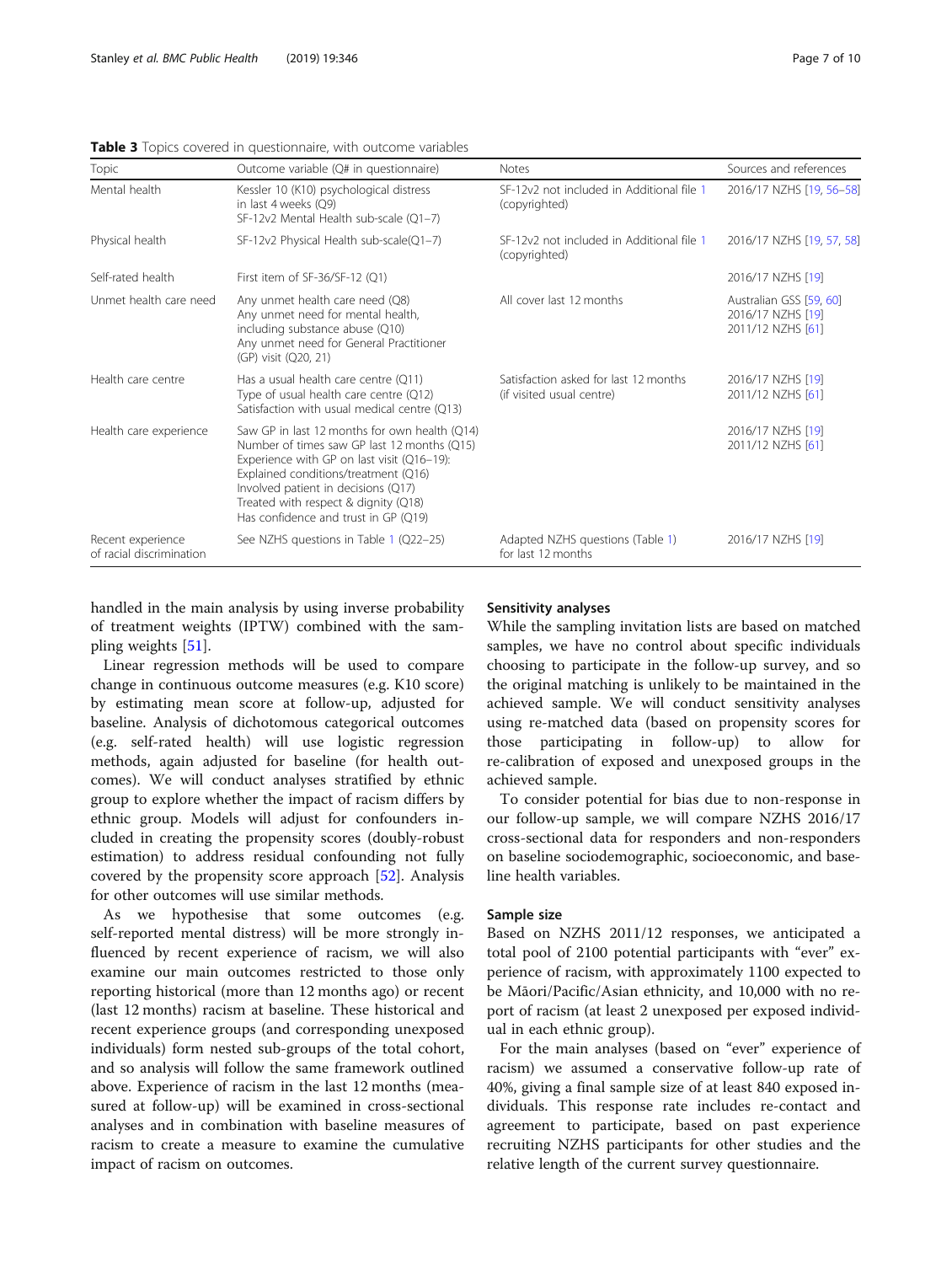**Table 3** Topics covered in questionnaire, with outcome variables

| Topic | Outcome variable (Q# in questionnaire) | Notes | Sources and references |
|---|---|---|---|
| Mental health | Kessler 10 (K10) psychological distress in last 4 weeks (Q9)<br>SF-12v2 Mental Health sub-scale (Q1–7) | SF-12v2 not included in Additional file 1 (copyrighted) | 2016/17 NZHS [19, 56–58] |
| Physical health | SF-12v2 Physical Health sub-scale(Q1–7) | SF-12v2 not included in Additional file 1 (copyrighted) | 2016/17 NZHS [19, 57, 58] |
| Self-rated health | First item of SF-36/SF-12 (Q1) | | 2016/17 NZHS [19] |
| Unmet health care need | Any unmet health care need (Q8)<br>Any unmet need for mental health, including substance abuse (Q10)<br>Any unmet need for General Practitioner (GP) visit (Q20, 21) | All cover last 12 months | Australian GSS [59, 60]<br>2016/17 NZHS [19]<br>2011/12 NZHS [61] |
| Health care centre | Has a usual health care centre (Q11)<br>Type of usual health care centre (Q12)<br>Satisfaction with usual medical centre (Q13) | Satisfaction asked for last 12 months (if visited usual centre) | 2016/17 NZHS [19]<br>2011/12 NZHS [61] |
| Health care experience | Saw GP in last 12 months for own health (Q14)<br>Number of times saw GP last 12 months (Q15)<br>Experience with GP on last visit (Q16–19):<br>Explained conditions/treatment (Q16)<br>Involved patient in decisions (Q17)<br>Treated with respect & dignity (Q18)<br>Has confidence and trust in GP (Q19) | | 2016/17 NZHS [19]<br>2011/12 NZHS [61] |
| Recent experience of racial discrimination | See NZHS questions in Table 1 (Q22–25) | Adapted NZHS questions (Table 1) for last 12 months | 2016/17 NZHS [19] |

handled in the main analysis by using inverse probability of treatment weights (IPTW) combined with the sampling weights [51].

Linear regression methods will be used to compare change in continuous outcome measures (e.g. K10 score) by estimating mean score at follow-up, adjusted for baseline. Analysis of dichotomous categorical outcomes (e.g. self-rated health) will use logistic regression methods, again adjusted for baseline (for health outcomes). We will conduct analyses stratified by ethnic group to explore whether the impact of racism differs by ethnic group. Models will adjust for confounders included in creating the propensity scores (doubly-robust estimation) to address residual confounding not fully covered by the propensity score approach [52]. Analysis for other outcomes will use similar methods.

As we hypothesise that some outcomes (e.g. self-reported mental distress) will be more strongly influenced by recent experience of racism, we will also examine our main outcomes restricted to those only reporting historical (more than 12 months ago) or recent (last 12 months) racism at baseline. These historical and recent experience groups (and corresponding unexposed individuals) form nested sub-groups of the total cohort, and so analysis will follow the same framework outlined above. Experience of racism in the last 12 months (measured at follow-up) will be examined in cross-sectional analyses and in combination with baseline measures of racism to create a measure to examine the cumulative impact of racism on outcomes.

### Sensitivity analyses

While the sampling invitation lists are based on matched samples, we have no control about specific individuals choosing to participate in the follow-up survey, and so the original matching is unlikely to be maintained in the achieved sample. We will conduct sensitivity analyses using re-matched data (based on propensity scores for those participating in follow-up) to allow for re-calibration of exposed and unexposed groups in the achieved sample.

To consider potential for bias due to non-response in our follow-up sample, we will compare NZHS 2016/17 cross-sectional data for responders and non-responders on baseline sociodemographic, socioeconomic, and baseline health variables.

### Sample size

Based on NZHS 2011/12 responses, we anticipated a total pool of 2100 potential participants with "ever" experience of racism, with approximately 1100 expected to be Māori/Pacific/Asian ethnicity, and 10,000 with no report of racism (at least 2 unexposed per exposed individual in each ethnic group).

For the main analyses (based on "ever" experience of racism) we assumed a conservative follow-up rate of 40%, giving a final sample size of at least 840 exposed individuals. This response rate includes re-contact and agreement to participate, based on past experience recruiting NZHS participants for other studies and the relative length of the current survey questionnaire.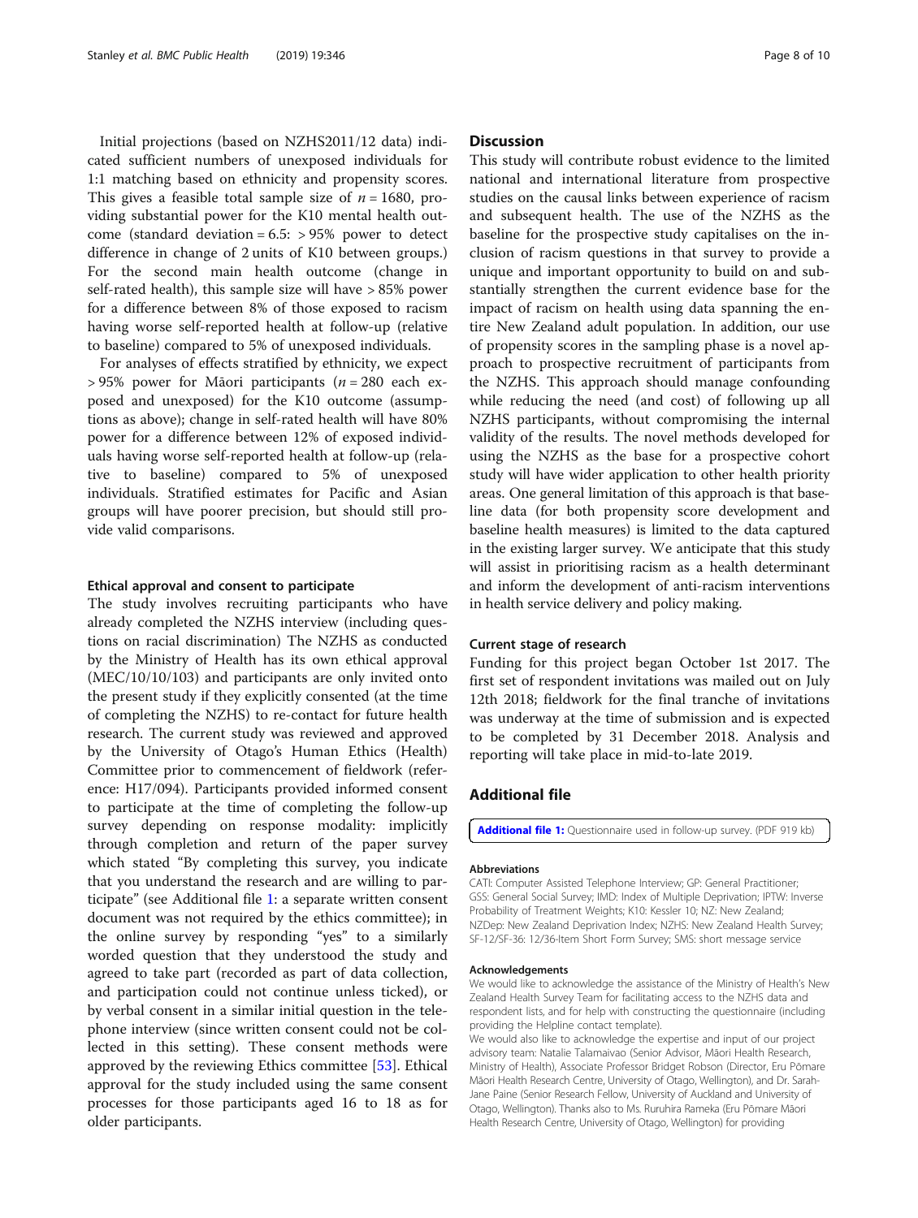Initial projections (based on NZHS2011/12 data) indicated sufficient numbers of unexposed individuals for 1:1 matching based on ethnicity and propensity scores. This gives a feasible total sample size of $n = 1680$, providing substantial power for the K10 mental health outcome (standard deviation = 6.5: > 95% power to detect difference in change of 2 units of K10 between groups.) For the second main health outcome (change in self-rated health), this sample size will have > 85% power for a difference between 8% of those exposed to racism having worse self-reported health at follow-up (relative to baseline) compared to 5% of unexposed individuals.

For analyses of effects stratified by ethnicity, we expect > 95% power for Māori participants ($n = 280$ each exposed and unexposed) for the K10 outcome (assumptions as above); change in self-rated health will have 80% power for a difference between 12% of exposed individuals having worse self-reported health at follow-up (relative to baseline) compared to 5% of unexposed individuals. Stratified estimates for Pacific and Asian groups will have poorer precision, but should still provide valid comparisons.

### Ethical approval and consent to participate

The study involves recruiting participants who have already completed the NZHS interview (including questions on racial discrimination) The NZHS as conducted by the Ministry of Health has its own ethical approval (MEC/10/10/103) and participants are only invited onto the present study if they explicitly consented (at the time of completing the NZHS) to re-contact for future health research. The current study was reviewed and approved by the University of Otago's Human Ethics (Health) Committee prior to commencement of fieldwork (reference: H17/094). Participants provided informed consent to participate at the time of completing the follow-up survey depending on response modality: implicitly through completion and return of the paper survey which stated "By completing this survey, you indicate that you understand the research and are willing to participate" (see Additional file 1: a separate written consent document was not required by the ethics committee); in the online survey by responding "yes" to a similarly worded question that they understood the study and agreed to take part (recorded as part of data collection, and participation could not continue unless ticked), or by verbal consent in a similar initial question in the telephone interview (since written consent could not be collected in this setting). These consent methods were approved by the reviewing Ethics committee [53]. Ethical approval for the study included using the same consent processes for those participants aged 16 to 18 as for older participants.

## Discussion

This study will contribute robust evidence to the limited national and international literature from prospective studies on the causal links between experience of racism and subsequent health. The use of the NZHS as the baseline for the prospective study capitalises on the inclusion of racism questions in that survey to provide a unique and important opportunity to build on and substantially strengthen the current evidence base for the impact of racism on health using data spanning the entire New Zealand adult population. In addition, our use of propensity scores in the sampling phase is a novel approach to prospective recruitment of participants from the NZHS. This approach should manage confounding while reducing the need (and cost) of following up all NZHS participants, without compromising the internal validity of the results. The novel methods developed for using the NZHS as the base for a prospective cohort study will have wider application to other health priority areas. One general limitation of this approach is that baseline data (for both propensity score development and baseline health measures) is limited to the data captured in the existing larger survey. We anticipate that this study will assist in prioritising racism as a health determinant and inform the development of anti-racism interventions in health service delivery and policy making.

### Current stage of research

Funding for this project began October 1st 2017. The first set of respondent invitations was mailed out on July 12th 2018; fieldwork for the final tranche of invitations was underway at the time of submission and is expected to be completed by 31 December 2018. Analysis and reporting will take place in mid-to-late 2019.

## Additional file

**Additional file 1:** Questionnaire used in follow-up survey. (PDF 919 kb)

#### Abbreviations

CATI: Computer Assisted Telephone Interview; GP: General Practitioner; GSS: General Social Survey; IMD: Index of Multiple Deprivation; IPTW: Inverse Probability of Treatment Weights; K10: Kessler 10; NZ: New Zealand; NZDep: New Zealand Deprivation Index; NZHS: New Zealand Health Survey; SF-12/SF-36: 12/36-Item Short Form Survey; SMS: short message service

#### Acknowledgements

We would like to acknowledge the assistance of the Ministry of Health's New Zealand Health Survey Team for facilitating access to the NZHS data and respondent lists, and for help with constructing the questionnaire (including providing the Helpline contact template).

We would also like to acknowledge the expertise and input of our project advisory team: Natalie Talamaivao (Senior Advisor, Māori Health Research, Ministry of Health), Associate Professor Bridget Robson (Director, Eru Pōmare Māori Health Research Centre, University of Otago, Wellington), and Dr. Sarah-Jane Paine (Senior Research Fellow, University of Auckland and University of Otago, Wellington). Thanks also to Ms. Ruruhira Rameka (Eru Pōmare Māori Health Research Centre, University of Otago, Wellington) for providing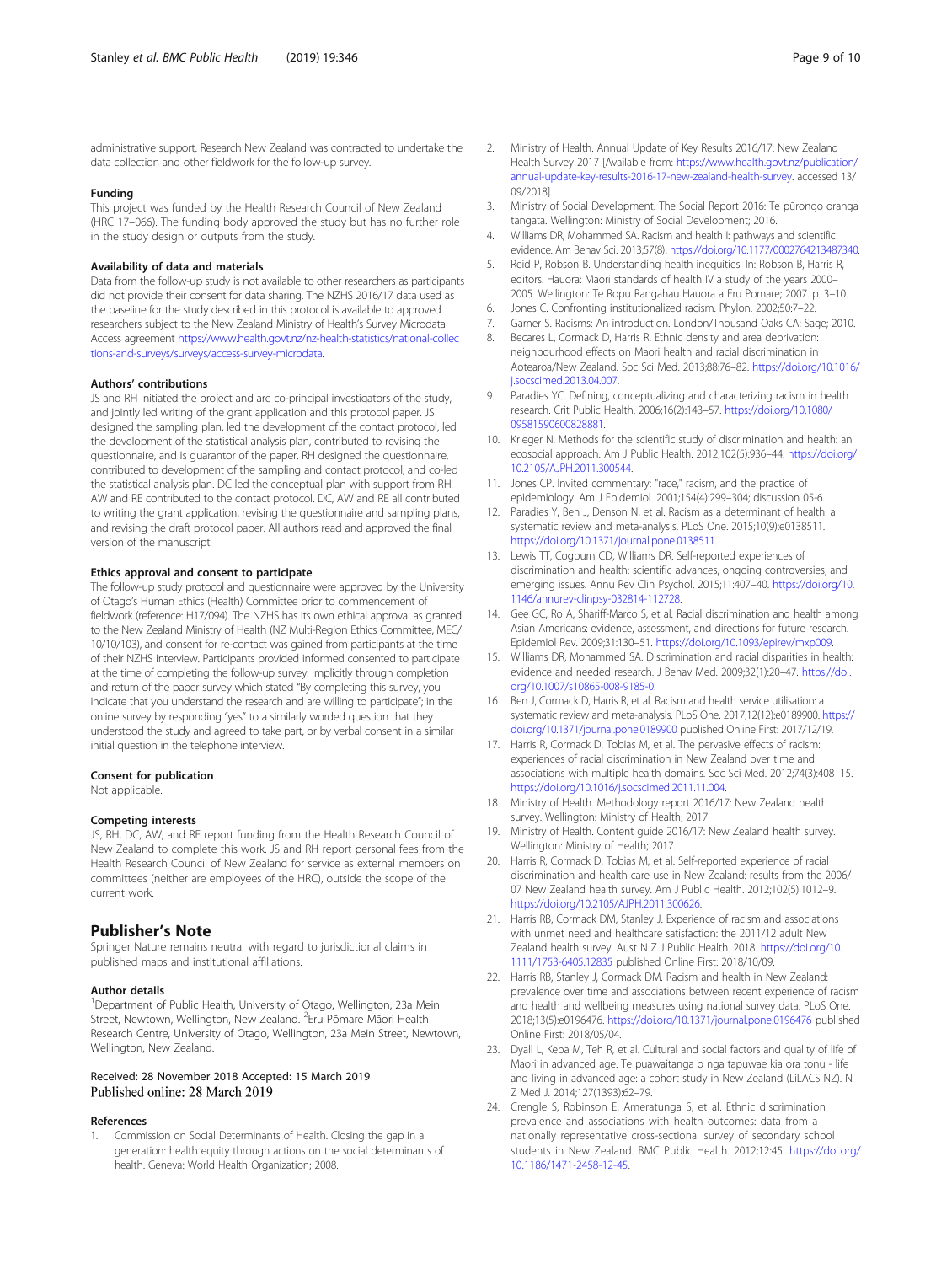administrative support. Research New Zealand was contracted to undertake the data collection and other fieldwork for the follow-up survey.

### Funding

This project was funded by the Health Research Council of New Zealand (HRC 17–066). The funding body approved the study but has no further role in the study design or outputs from the study.

### Availability of data and materials

Data from the follow-up study is not available to other researchers as participants did not provide their consent for data sharing. The NZHS 2016/17 data used as the baseline for the study described in this protocol is available to approved researchers subject to the New Zealand Ministry of Health's Survey Microdata Access agreement https://www.health.govt.nz/nz-health-statistics/national-collections-and-surveys/surveys/access-survey-microdata.

### Authors' contributions

JS and RH initiated the project and are co-principal investigators of the study, and jointly led writing of the grant application and this protocol paper. JS designed the sampling plan, led the development of the contact protocol, led the development of the statistical analysis plan, contributed to revising the questionnaire, and is guarantor of the paper. RH designed the questionnaire, contributed to development of the sampling and contact protocol, and co-led the statistical analysis plan. DC led the conceptual plan with support from RH. AW and RE contributed to the contact protocol. DC, AW and RE all contributed to writing the grant application, revising the questionnaire and sampling plans, and revising the draft protocol paper. All authors read and approved the final version of the manuscript.

### Ethics approval and consent to participate

The follow-up study protocol and questionnaire were approved by the University of Otago's Human Ethics (Health) Committee prior to commencement of fieldwork (reference: H17/094). The NZHS has its own ethical approval as granted to the New Zealand Ministry of Health (NZ Multi-Region Ethics Committee, MEC/10/10/103), and consent for re-contact was gained from participants at the time of their NZHS interview. Participants provided informed consented to participate at the time of completing the follow-up survey: implicitly through completion and return of the paper survey which stated "By completing this survey, you indicate that you understand the research and are willing to participate"; in the online survey by responding "yes" to a similarly worded question that they understood the study and agreed to take part, or by verbal consent in a similar initial question in the telephone interview.

### Consent for publication

Not applicable.

### Competing interests

JS, RH, DC, AW, and RE report funding from the Health Research Council of New Zealand to complete this work. JS and RH report personal fees from the Health Research Council of New Zealand for service as external members on committees (neither are employees of the HRC), outside the scope of the current work.

## Publisher's Note

Springer Nature remains neutral with regard to jurisdictional claims in published maps and institutional affiliations.

### Author details

[1]Department of Public Health, University of Otago, Wellington, 23a Mein Street, Newtown, Wellington, New Zealand. [2]Eru Pōmare Māori Health Research Centre, University of Otago, Wellington, 23a Mein Street, Newtown, Wellington, New Zealand.

Received: 28 November 2018 Accepted: 15 March 2019
Published online: 28 March 2019

### References

1. Commission on Social Determinants of Health. Closing the gap in a generation: health equity through actions on the social determinants of health. Geneva: World Health Organization; 2008.
2. Ministry of Health. Annual Update of Key Results 2016/17: New Zealand Health Survey 2017 [Available from: https://www.health.govt.nz/publication/annual-update-key-results-2016-17-new-zealand-health-survey. accessed 13/09/2018].
3. Ministry of Social Development. The Social Report 2016: Te pūrongo oranga tangata. Wellington: Ministry of Social Development; 2016.
4. Williams DR, Mohammed SA. Racism and health I: pathways and scientific evidence. Am Behav Sci. 2013;57(8). https://doi.org/10.1177/0002764213487340.
5. Reid P, Robson B. Understanding health inequities. In: Robson B, Harris R, editors. Hauora: Maori standards of health IV a study of the years 2000–2005. Wellington: Te Ropu Rangahau Hauora a Eru Pomare; 2007. p. 3–10.
6. Jones C. Confronting institutionalized racism. Phylon. 2002;50:7–22.
7. Garner S. Racisms: An introduction. London/Thousand Oaks CA: Sage; 2010.
8. Becares L, Cormack D, Harris R. Ethnic density and area deprivation: neighbourhood effects on Maori health and racial discrimination in Aotearoa/New Zealand. Soc Sci Med. 2013;88:76–82. https://doi.org/10.1016/j.socscimed.2013.04.007.
9. Paradies YC. Defining, conceptualizing and characterizing racism in health research. Crit Public Health. 2006;16(2):143–57. https://doi.org/10.1080/09581590600828881.
10. Krieger N. Methods for the scientific study of discrimination and health: an ecosocial approach. Am J Public Health. 2012;102(5):936–44. https://doi.org/10.2105/AJPH.2011.300544.
11. Jones CP. Invited commentary: "race," racism, and the practice of epidemiology. Am J Epidemiol. 2001;154(4):299–304; discussion 05-6.
12. Paradies Y, Ben J, Denson N, et al. Racism as a determinant of health: a systematic review and meta-analysis. PLoS One. 2015;10(9):e0138511. https://doi.org/10.1371/journal.pone.0138511.
13. Lewis TT, Cogburn CD, Williams DR. Self-reported experiences of discrimination and health: scientific advances, ongoing controversies, and emerging issues. Annu Rev Clin Psychol. 2015;11:407–40. https://doi.org/10.1146/annurev-clinpsy-032814-112728.
14. Gee GC, Ro A, Shariff-Marco S, et al. Racial discrimination and health among Asian Americans: evidence, assessment, and directions for future research. Epidemiol Rev. 2009;31:130–51. https://doi.org/10.1093/epirev/mxp009.
15. Williams DR, Mohammed SA. Discrimination and racial disparities in health: evidence and needed research. J Behav Med. 2009;32(1):20–47. https://doi.org/10.1007/s10865-008-9185-0.
16. Ben J, Cormack D, Harris R, et al. Racism and health service utilisation: a systematic review and meta-analysis. PLoS One. 2017;12(12):e0189900. https://doi.org/10.1371/journal.pone.0189900 published Online First: 2017/12/19.
17. Harris R, Cormack D, Tobias M, et al. The pervasive effects of racism: experiences of racial discrimination in New Zealand over time and associations with multiple health domains. Soc Sci Med. 2012;74(3):408–15. https://doi.org/10.1016/j.socscimed.2011.11.004.
18. Ministry of Health. Methodology report 2016/17: New Zealand health survey. Wellington: Ministry of Health; 2017.
19. Ministry of Health. Content guide 2016/17: New Zealand health survey. Wellington: Ministry of Health; 2017.
20. Harris R, Cormack D, Tobias M, et al. Self-reported experience of racial discrimination and health care use in New Zealand: results from the 2006/07 New Zealand health survey. Am J Public Health. 2012;102(5):1012–9. https://doi.org/10.2105/AJPH.2011.300626.
21. Harris RB, Cormack DM, Stanley J. Experience of racism and associations with unmet need and healthcare satisfaction: the 2011/12 adult New Zealand health survey. Aust N Z J Public Health. 2018. https://doi.org/10.1111/1753-6405.12835 published Online First: 2018/10/09.
22. Harris RB, Stanley J, Cormack DM. Racism and health in New Zealand: prevalence over time and associations between recent experience of racism and health and wellbeing measures using national survey data. PLoS One. 2018;13(5):e0196476. https://doi.org/10.1371/journal.pone.0196476 published Online First: 2018/05/04.
23. Dyall L, Kepa M, Teh R, et al. Cultural and social factors and quality of life of Maori in advanced age. Te puawaitanga o nga tapuwae kia ora tonu - life and living in advanced age: a cohort study in New Zealand (LiLACS NZ). N Z Med J. 2014;127(1393):62–79.
24. Crengle S, Robinson E, Ameratunga S, et al. Ethnic discrimination prevalence and associations with health outcomes: data from a nationally representative cross-sectional survey of secondary school students in New Zealand. BMC Public Health. 2012;12:45. https://doi.org/10.1186/1471-2458-12-45.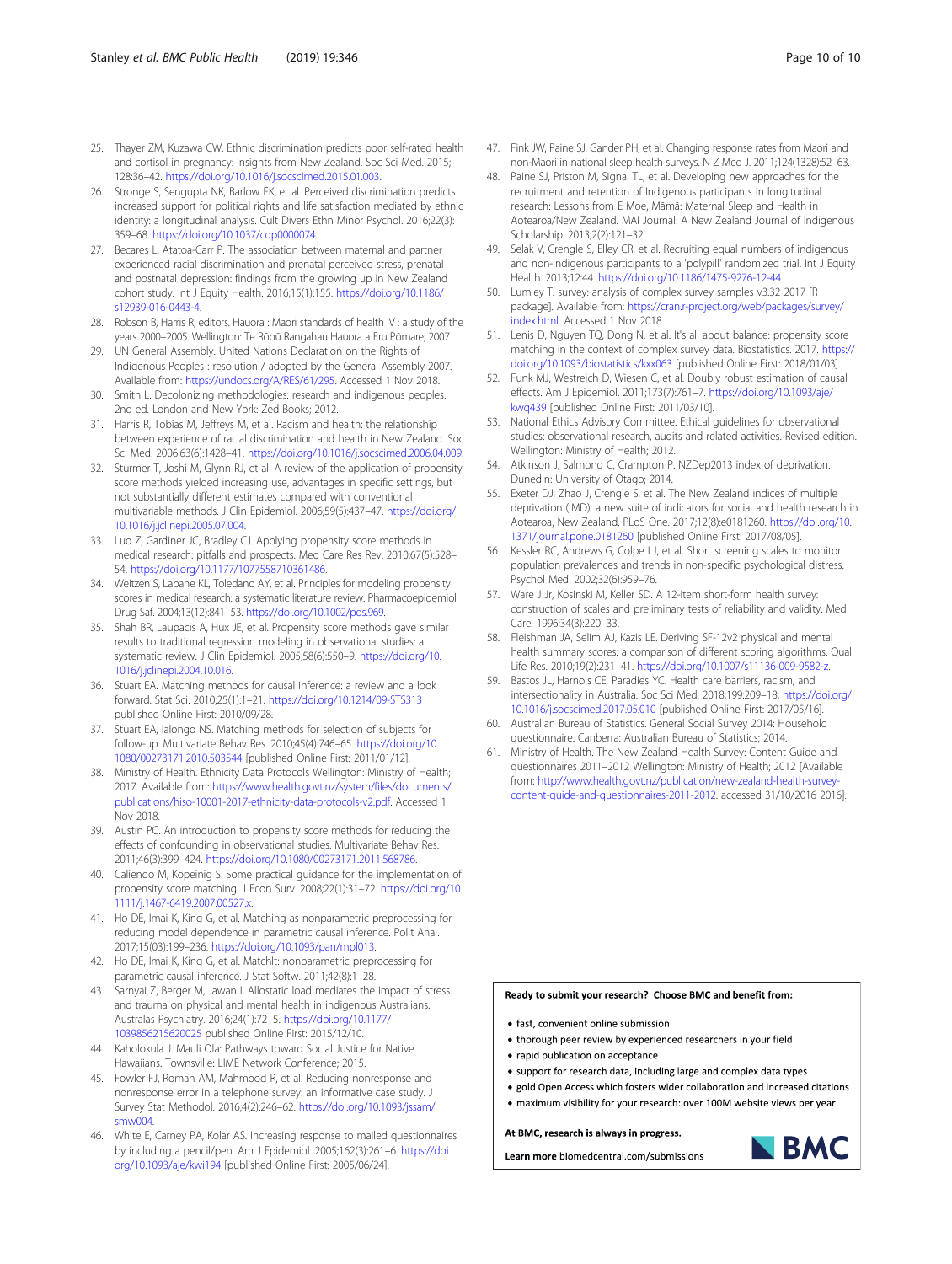25. Thayer ZM, Kuzawa CW. Ethnic discrimination predicts poor self-rated health and cortisol in pregnancy: insights from New Zealand. Soc Sci Med. 2015; 128:36–42. https://doi.org/10.1016/j.socscimed.2015.01.003.
26. Stronge S, Sengupta NK, Barlow FK, et al. Perceived discrimination predicts increased support for political rights and life satisfaction mediated by ethnic identity: a longitudinal analysis. Cult Divers Ethn Minor Psychol. 2016;22(3): 359–68. https://doi.org/10.1037/cdp0000074.
27. Becares L, Atatoa-Carr P. The association between maternal and partner experienced racial discrimination and prenatal perceived stress, prenatal and postnatal depression: findings from the growing up in New Zealand cohort study. Int J Equity Health. 2016;15(1):155. https://doi.org/10.1186/s12939-016-0443-4.
28. Robson B, Harris R, editors. Hauora : Maori standards of health IV : a study of the years 2000–2005. Wellington: Te Rōpū Rangahau Hauora a Eru Pōmare; 2007.
29. UN General Assembly. United Nations Declaration on the Rights of Indigenous Peoples : resolution / adopted by the General Assembly 2007. Available from: https://undocs.org/A/RES/61/295. Accessed 1 Nov 2018.
30. Smith L. Decolonizing methodologies: research and indigenous peoples. 2nd ed. London and New York: Zed Books; 2012.
31. Harris R, Tobias M, Jeffreys M, et al. Racism and health: the relationship between experience of racial discrimination and health in New Zealand. Soc Sci Med. 2006;63(6):1428–41. https://doi.org/10.1016/j.socscimed.2006.04.009.
32. Sturmer T, Joshi M, Glynn RJ, et al. A review of the application of propensity score methods yielded increasing use, advantages in specific settings, but not substantially different estimates compared with conventional multivariable methods. J Clin Epidemiol. 2006;59(5):437–47. https://doi.org/10.1016/j.jclinepi.2005.07.004.
33. Luo Z, Gardiner JC, Bradley CJ. Applying propensity score methods in medical research: pitfalls and prospects. Med Care Res Rev. 2010;67(5):528–54. https://doi.org/10.1177/1077558710361486.
34. Weitzen S, Lapane KL, Toledano AY, et al. Principles for modeling propensity scores in medical research: a systematic literature review. Pharmacoepidemiol Drug Saf. 2004;13(12):841–53. https://doi.org/10.1002/pds.969.
35. Shah BR, Laupacis A, Hux JE, et al. Propensity score methods gave similar results to traditional regression modeling in observational studies: a systematic review. J Clin Epidemiol. 2005;58(6):550–9. https://doi.org/10.1016/j.jclinepi.2004.10.016.
36. Stuart EA. Matching methods for causal inference: a review and a look forward. Stat Sci. 2010;25(1):1–21. https://doi.org/10.1214/09-STS313 published Online First: 2010/09/28.
37. Stuart EA, Ialongo NS. Matching methods for selection of subjects for follow-up. Multivariate Behav Res. 2010;45(4):746–65. https://doi.org/10.1080/00273171.2010.503544 [published Online First: 2011/01/12].
38. Ministry of Health. Ethnicity Data Protocols Wellington: Ministry of Health; 2017. Available from: https://www.health.govt.nz/system/files/documents/publications/hiso-10001-2017-ethnicity-data-protocols-v2.pdf. Accessed 1 Nov 2018.
39. Austin PC. An introduction to propensity score methods for reducing the effects of confounding in observational studies. Multivariate Behav Res. 2011;46(3):399–424. https://doi.org/10.1080/00273171.2011.568786.
40. Caliendo M, Kopeinig S. Some practical guidance for the implementation of propensity score matching. J Econ Surv. 2008;22(1):31–72. https://doi.org/10.1111/j.1467-6419.2007.00527.x.
41. Ho DE, Imai K, King G, et al. Matching as nonparametric preprocessing for reducing model dependence in parametric causal inference. Polit Anal. 2017;15(03):199–236. https://doi.org/10.1093/pan/mpl013.
42. Ho DE, Imai K, King G, et al. MatchIt: nonparametric preprocessing for parametric causal inference. J Stat Softw. 2011;42(8):1–28.
43. Sarnyai Z, Berger M, Jawan I. Allostatic load mediates the impact of stress and trauma on physical and mental health in indigenous Australians. Australas Psychiatry. 2016;24(1):72–5. https://doi.org/10.1177/1039856215620025 published Online First: 2015/12/10.
44. Kaholokula J. Mauli Ola: Pathways toward Social Justice for Native Hawaiians. Townsville: LIME Network Conference; 2015.
45. Fowler FJ, Roman AM, Mahmood R, et al. Reducing nonresponse and nonresponse error in a telephone survey: an informative case study. J Survey Stat Methodol. 2016;4(2):246–62. https://doi.org/10.1093/jssam/smw004.
46. White E, Carney PA, Kolar AS. Increasing response to mailed questionnaires by including a pencil/pen. Am J Epidemiol. 2005;162(3):261–6. https://doi.org/10.1093/aje/kwi194 [published Online First: 2005/06/24].
47. Fink JW, Paine SJ, Gander PH, et al. Changing response rates from Maori and non-Maori in national sleep health surveys. N Z Med J. 2011;124(1328):52–63.
48. Paine SJ, Priston M, Signal TL, et al. Developing new approaches for the recruitment and retention of Indigenous participants in longitudinal research: Lessons from E Moe, Māmā: Maternal Sleep and Health in Aotearoa/New Zealand. MAI Journal: A New Zealand Journal of Indigenous Scholarship. 2013;2(2):121–32.
49. Selak V, Crengle S, Elley CR, et al. Recruiting equal numbers of indigenous and non-indigenous participants to a 'polypill' randomized trial. Int J Equity Health. 2013;12:44. https://doi.org/10.1186/1475-9276-12-44.
50. Lumley T. survey: analysis of complex survey samples v3.32 2017 [R package]. Available from: https://cran.r-project.org/web/packages/survey/index.html. Accessed 1 Nov 2018.
51. Lenis D, Nguyen TQ, Dong N, et al. It's all about balance: propensity score matching in the context of complex survey data. Biostatistics. 2017. https://doi.org/10.1093/biostatistics/kxx063 [published Online First: 2018/01/03].
52. Funk MJ, Westreich D, Wiesen C, et al. Doubly robust estimation of causal effects. Am J Epidemiol. 2011;173(7):761–7. https://doi.org/10.1093/aje/kwq439 [published Online First: 2011/03/10].
53. National Ethics Advisory Committee. Ethical guidelines for observational studies: observational research, audits and related activities. Revised edition. Wellington: Ministry of Health; 2012.
54. Atkinson J, Salmond C, Crampton P. NZDep2013 index of deprivation. Dunedin: University of Otago; 2014.
55. Exeter DJ, Zhao J, Crengle S, et al. The New Zealand indices of multiple deprivation (IMD): a new suite of indicators for social and health research in Aotearoa, New Zealand. PLoS One. 2017;12(8):e0181260. https://doi.org/10.1371/journal.pone.0181260 [published Online First: 2017/08/05].
56. Kessler RC, Andrews G, Colpe LJ, et al. Short screening scales to monitor population prevalences and trends in non-specific psychological distress. Psychol Med. 2002;32(6):959–76.
57. Ware J Jr, Kosinski M, Keller SD. A 12-item short-form health survey: construction of scales and preliminary tests of reliability and validity. Med Care. 1996;34(3):220–33.
58. Fleishman JA, Selim AJ, Kazis LE. Deriving SF-12v2 physical and mental health summary scores: a comparison of different scoring algorithms. Qual Life Res. 2010;19(2):231–41. https://doi.org/10.1007/s11136-009-9582-z.
59. Bastos JL, Harnois CE, Paradies YC. Health care barriers, racism, and intersectionality in Australia. Soc Sci Med. 2018;199:209–18. https://doi.org/10.1016/j.socscimed.2017.05.010 [published Online First: 2017/05/16].
60. Australian Bureau of Statistics. General Social Survey 2014: Household questionnaire. Canberra: Australian Bureau of Statistics; 2014.
61. Ministry of Health. The New Zealand Health Survey: Content Guide and questionnaires 2011–2012 Wellington: Ministry of Health; 2012 [Available from: http://www.health.govt.nz/publication/new-zealand-health-survey-content-guide-and-questionnaires-2011-2012. accessed 31/10/2016 2016].

**Ready to submit your research? Choose BMC and benefit from:**

- fast, convenient online submission
- thorough peer review by experienced researchers in your field
- rapid publication on acceptance
- support for research data, including large and complex data types
- gold Open Access which fosters wider collaboration and increased citations
- maximum visibility for your research: over 100M website views per year

**At BMC, research is always in progress.**

**Learn more** biomedcentral.com/submissions

BMC